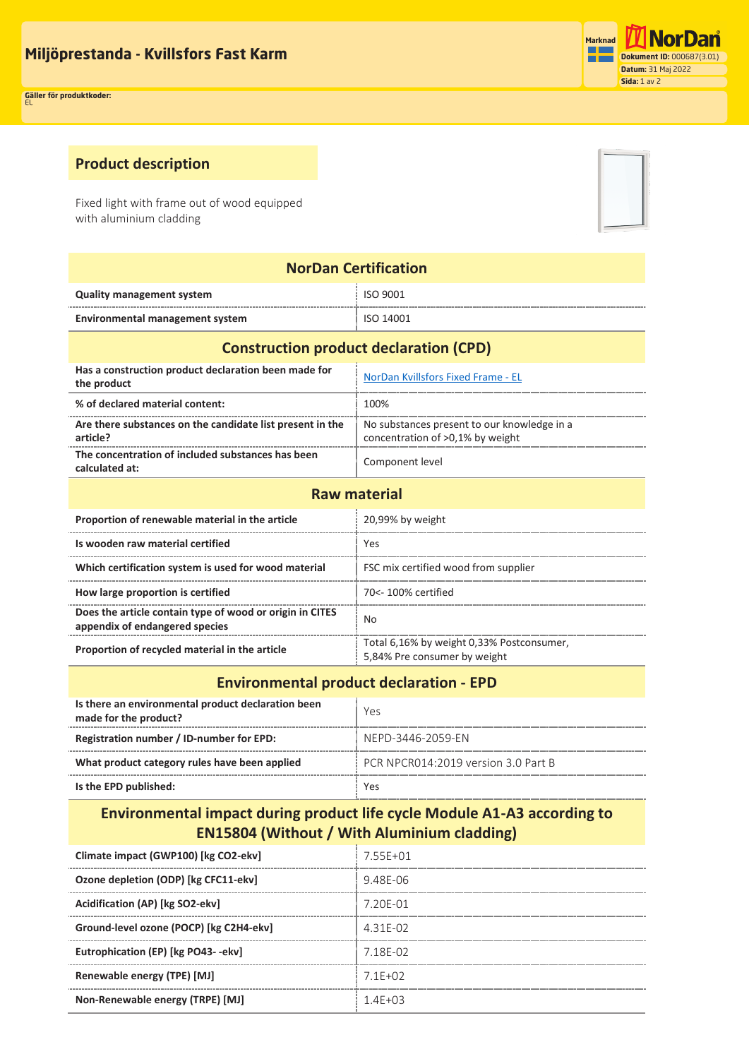# Miljöprestanda - Kvillsfors Fast Karm

Marknad

NorDan

**Dokument ID:** 000687(3.01)
**Datum:** 31 Maj 2022

**Gäller för produktkoder:**
EL

## Product description

Fixed light with frame out of wood equipped with aluminium cladding

| NorDan Certification | |
|---|---|
| **Quality management system** | ISO 9001 |
| **Environmental management system** | ISO 14001 |
| **Construction product declaration (CPD)** | |
| **Has a construction product declaration been made for the product** | NorDan Kvillsfors Fixed Frame - EL |
| **% of declared material content:** | 100% |
| **Are there substances on the candidate list present in the article?** | No substances present to our knowledge in a concentration of >0,1% by weight |
| **The concentration of included substances has been calculated at:** | Component level |
| **Raw material** | |
| **Proportion of renewable material in the article** | 20,99% by weight |
| **Is wooden raw material certified** | Yes |
| **Which certification system is used for wood material** | FSC mix certified wood from supplier |
| **How large proportion is certified** | 70<- 100% certified |
| **Does the article contain type of wood or origin in CITES appendix of endangered species** | No |
| **Proportion of recycled material in the article** | Total 6,16% by weight 0,33% Postconsumer, 5,84% Pre consumer by weight |
| **Environmental product declaration - EPD** | |
| **Is there an environmental product declaration been made for the product?** | Yes |
| **Registration number / ID-number for EPD:** | NEPD-3446-2059-EN |
| **What product category rules have been applied** | PCR NPCR014:2019 version 3.0 Part B |
| **Is the EPD published:** | Yes |
| **Environmental impact during product life cycle Module A1-A3 according to EN15804 (Without / With Aluminium cladding)** | |
| **Climate impact (GWP100) [kg CO2-ekv]** | 7.55E+01 |
| **Ozone depletion (ODP) [kg CFC11-ekv]** | 9.48E-06 |
| **Acidification (AP) [kg SO2-ekv]** | 7.20E-01 |
| **Ground-level ozone (POCP) [kg C2H4-ekv]** | 4.31E-02 |
| **Eutrophication (EP) [kg PO43- -ekv]** | 7.18E-02 |
| **Renewable energy (TPE) [MJ]** | 7.1E+02 |
| **Non-Renewable energy (TRPE) [MJ]** | 1.4E+03 |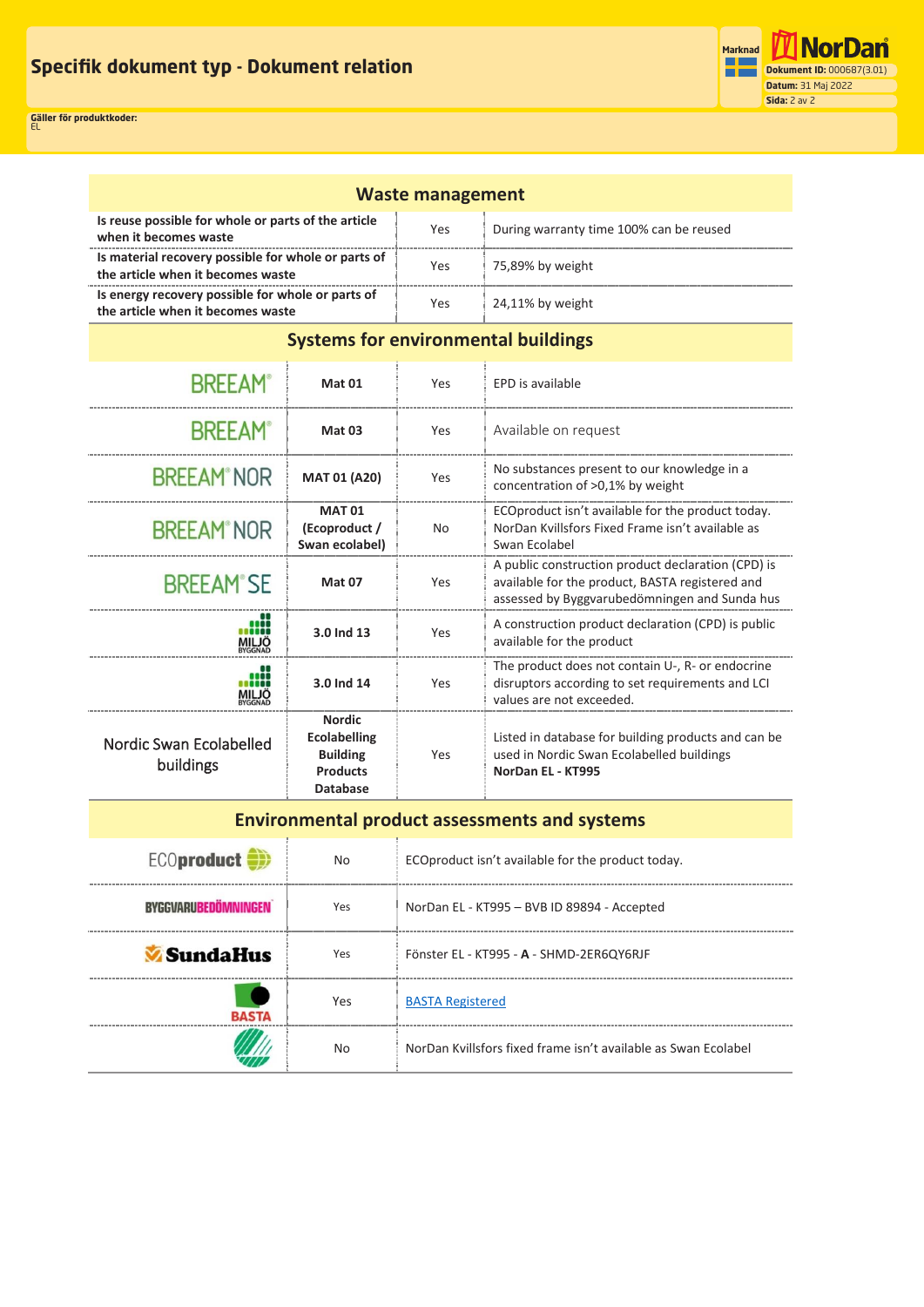Specifik dokument typ - Dokument relation

Gäller för produktkoder:
EL

## Waste management

| | | |
|---|---|---|
| **Is reuse possible for whole or parts of the article when it becomes waste** | Yes | During warranty time 100% can be reused |
| **Is material recovery possible for whole or parts of the article when it becomes waste** | Yes | 75,89% by weight |
| **Is energy recovery possible for whole or parts of the article when it becomes waste** | Yes | 24,11% by weight |

## Systems for environmental buildings

| | | | |
|---|---|---|---|
| BREEAM | **Mat 01** | Yes | EPD is available |
| BREEAM | **Mat 03** | Yes | Available on request |
| BREEAM NOR | **MAT 01 (A20)** | Yes | No substances present to our knowledge in a concentration of >0,1% by weight |
| BREEAM NOR | **MAT 01 (Ecoproduct / Swan ecolabel)** | No | ECOproduct isn't available for the product today. NorDan Kvillsfors Fixed Frame isn't available as Swan Ecolabel |
| BREEAM SE | **Mat 07** | Yes | A public construction product declaration (CPD) is available for the product, BASTA registered and assessed by Byggvarubedömningen and Sunda hus |
| MILJÖ BYGGNAD | **3.0 Ind 13** | Yes | A construction product declaration (CPD) is public available for the product |
| MILJÖ BYGGNAD | **3.0 Ind 14** | Yes | The product does not contain U-, R- or endocrine disruptors according to set requirements and LCI values are not exceeded. |
| Nordic Swan Ecolabelled buildings | **Nordic Ecolabelling Building Products Database** | Yes | Listed in database for building products and can be used in Nordic Swan Ecolabelled buildings **NorDan EL - KT995** |

## Environmental product assessments and systems

| | | |
|---|---|---|
| ECOproduct | No | ECOproduct isn't available for the product today. |
| BYGGVARUBEDÖMNINGEN | Yes | NorDan EL - KT995 – BVB ID 89894 - Accepted |
| SundaHus | Yes | Fönster EL - KT995 - **A** - SHMD-2ER6QY6RJF |
| BASTA | Yes | BASTA Registered |
| | No | NorDan Kvillsfors fixed frame isn't available as Swan Ecolabel |